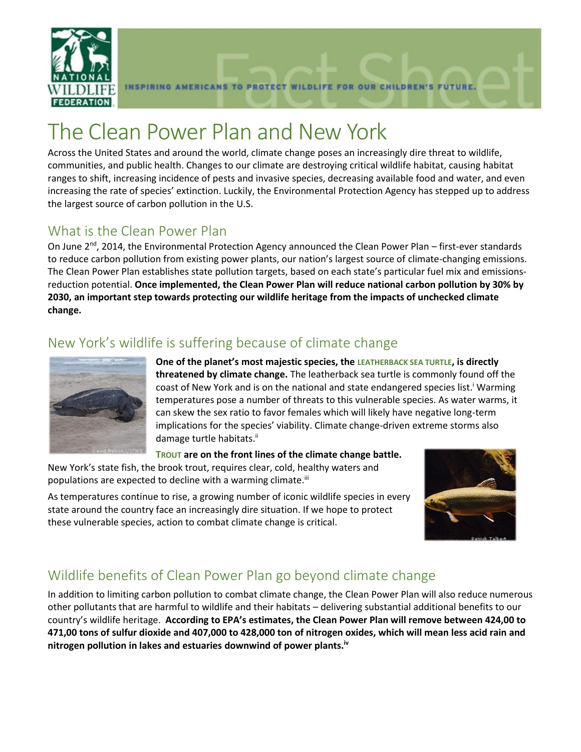INSPIRING AMERICANS TO PROTECT WILDLIFE FOR OUR CHILDREN'S FUTURE.

Fact Sheet

# The Clean Power Plan and New York

Across the United States and around the world, climate change poses an increasingly dire threat to wildlife, communities, and public health. Changes to our climate are destroying critical wildlife habitat, causing habitat ranges to shift, increasing incidence of pests and invasive species, decreasing available food and water, and even increasing the rate of species' extinction. Luckily, the Environmental Protection Agency has stepped up to address the largest source of carbon pollution in the U.S.

## What is the Clean Power Plan

On June 2nd, 2014, the Environmental Protection Agency announced the Clean Power Plan – first-ever standards to reduce carbon pollution from existing power plants, our nation's largest source of climate-changing emissions. The Clean Power Plan establishes state pollution targets, based on each state's particular fuel mix and emissions-reduction potential. **Once implemented, the Clean Power Plan will reduce national carbon pollution by 30% by 2030, an important step towards protecting our wildlife heritage from the impacts of unchecked climate change.**

## New York's wildlife is suffering because of climate change

**One of the planet's most majestic species, the LEATHERBACK SEA TURTLE, is directly threatened by climate change.** The leatherback sea turtle is commonly found off the coast of New York and is on the national and state endangered species list.[i] Warming temperatures pose a number of threats to this vulnerable species. As water warms, it can skew the sex ratio to favor females which will likely have negative long-term implications for the species' viability. Climate change-driven extreme storms also damage turtle habitats.[ii]

David Rabon USFWS

**TROUT are on the front lines of the climate change battle.** New York's state fish, the brook trout, requires clear, cold, healthy waters and populations are expected to decline with a warming climate.[iii]

As temperatures continue to rise, a growing number of iconic wildlife species in every state around the country face an increasingly dire situation. If we hope to protect these vulnerable species, action to combat climate change is critical.

Patrick Talbert

## Wildlife benefits of Clean Power Plan go beyond climate change

In addition to limiting carbon pollution to combat climate change, the Clean Power Plan will also reduce numerous other pollutants that are harmful to wildlife and their habitats – delivering substantial additional benefits to our country's wildlife heritage. **According to EPA's estimates, the Clean Power Plan will remove between 424,00 to 471,00 tons of sulfur dioxide and 407,000 to 428,000 ton of nitrogen oxides, which will mean less acid rain and nitrogen pollution in lakes and estuaries downwind of power plants.[iv]**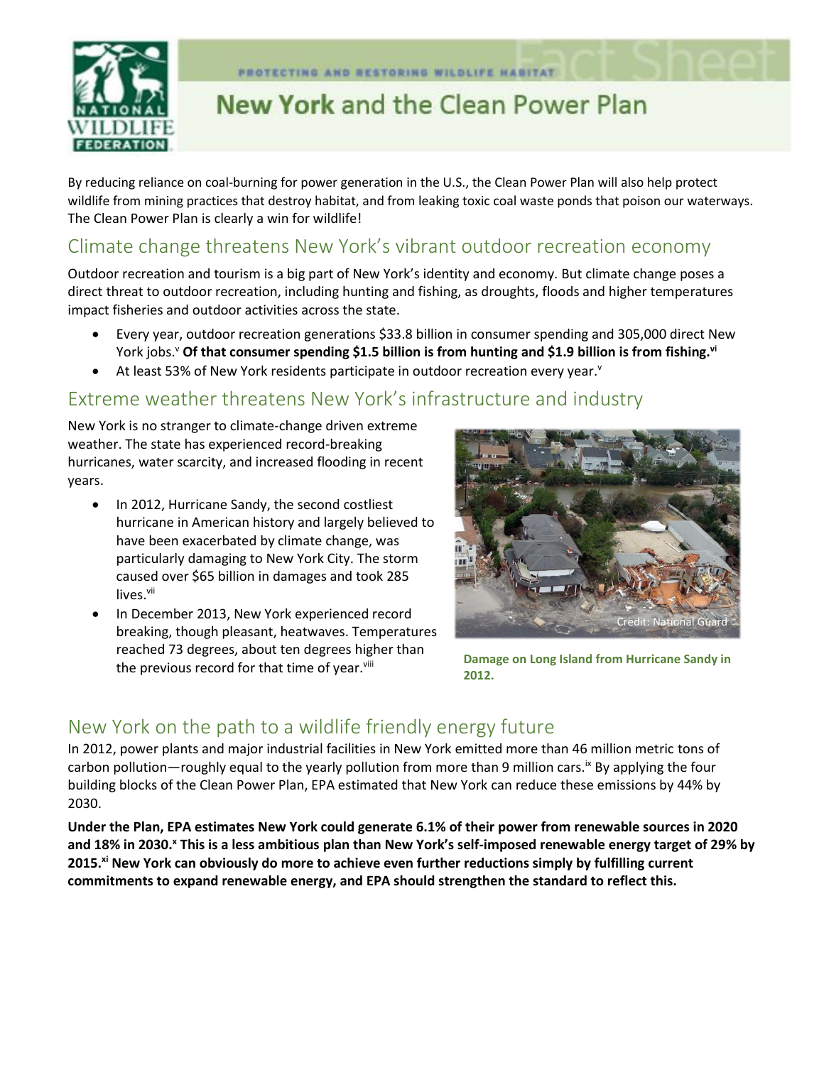# New York and the Clean Power Plan

By reducing reliance on coal-burning for power generation in the U.S., the Clean Power Plan will also help protect wildlife from mining practices that destroy habitat, and from leaking toxic coal waste ponds that poison our waterways. The Clean Power Plan is clearly a win for wildlife!

## Climate change threatens New York's vibrant outdoor recreation economy

Outdoor recreation and tourism is a big part of New York's identity and economy. But climate change poses a direct threat to outdoor recreation, including hunting and fishing, as droughts, floods and higher temperatures impact fisheries and outdoor activities across the state.

- Every year, outdoor recreation generations $33.8 billion in consumer spending and 305,000 direct New York jobs.[v] **Of that consumer spending $1.5 billion is from hunting and $1.9 billion is from fishing.[vi]**
- At least 53% of New York residents participate in outdoor recreation every year.[v]

## Extreme weather threatens New York's infrastructure and industry

New York is no stranger to climate-change driven extreme weather. The state has experienced record-breaking hurricanes, water scarcity, and increased flooding in recent years.

- In 2012, Hurricane Sandy, the second costliest hurricane in American history and largely believed to have been exacerbated by climate change, was particularly damaging to New York City. The storm caused over $65 billion in damages and took 285 lives.[vii]
- In December 2013, New York experienced record breaking, though pleasant, heatwaves. Temperatures reached 73 degrees, about ten degrees higher than the previous record for that time of year.[viii]

Credit: National Guard

**Damage on Long Island from Hurricane Sandy in 2012.**

## New York on the path to a wildlife friendly energy future

In 2012, power plants and major industrial facilities in New York emitted more than 46 million metric tons of carbon pollution—roughly equal to the yearly pollution from more than 9 million cars.[ix] By applying the four building blocks of the Clean Power Plan, EPA estimated that New York can reduce these emissions by 44% by 2030.

**Under the Plan, EPA estimates New York could generate 6.1% of their power from renewable sources in 2020 and 18% in 2030.[x] This is a less ambitious plan than New York's self-imposed renewable energy target of 29% by 2015.[xi] New York can obviously do more to achieve even further reductions simply by fulfilling current commitments to expand renewable energy, and EPA should strengthen the standard to reflect this.**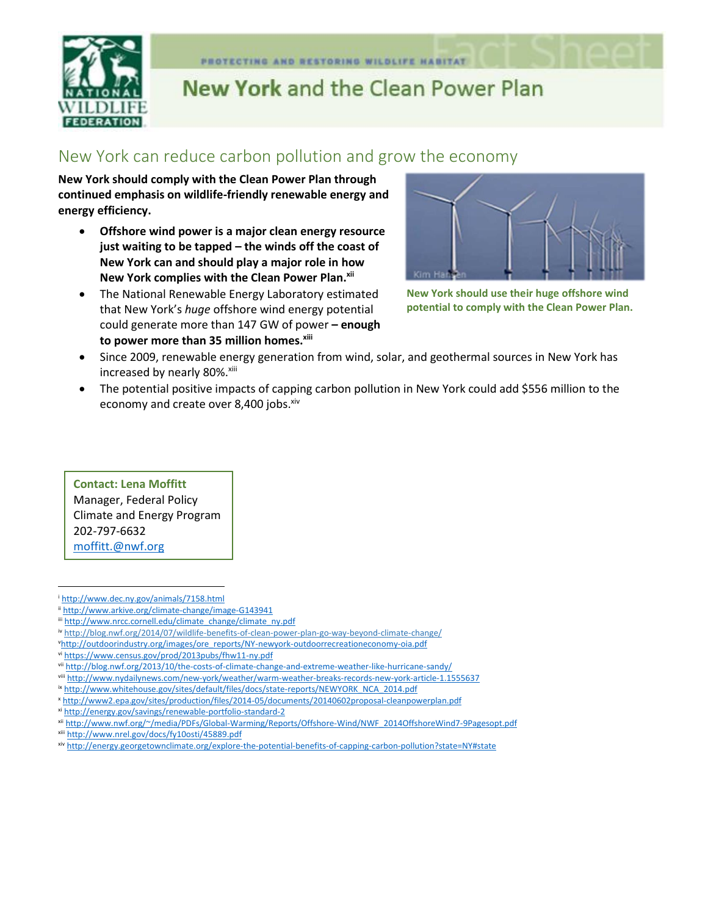# New York and the Clean Power Plan

## New York can reduce carbon pollution and grow the economy

**New York should comply with the Clean Power Plan through continued emphasis on wildlife-friendly renewable energy and energy efficiency.**

- **Offshore wind power is a major clean energy resource just waiting to be tapped – the winds off the coast of New York can and should play a major role in how New York complies with the Clean Power Plan.**[xii]
- The National Renewable Energy Laboratory estimated that New York's *huge* offshore wind energy potential could generate more than 147 GW of power **– enough to power more than 35 million homes.**[xiii]
- Since 2009, renewable energy generation from wind, solar, and geothermal sources in New York has increased by nearly 80%.[xiii]
- The potential positive impacts of capping carbon pollution in New York could add $556 million to the economy and create over 8,400 jobs.[xiv]

**New York should use their huge offshore wind potential to comply with the Clean Power Plan.**

**Contact: Lena Moffitt**
Manager, Federal Policy
Climate and Energy Program
202-797-6632
moffitt.@nwf.org

---

i http://www.dec.ny.gov/animals/7158.html
ii http://www.arkive.org/climate-change/image-G143941
iii http://www.nrcc.cornell.edu/climate_change/climate_ny.pdf
iv http://blog.nwf.org/2014/07/wildlife-benefits-of-clean-power-plan-go-way-beyond-climate-change/
v http://outdoorindustry.org/images/ore_reports/NY-newyork-outdoorrecreationeconomy-oia.pdf
vi https://www.census.gov/prod/2013pubs/fhw11-ny.pdf
vii http://blog.nwf.org/2013/10/the-costs-of-climate-change-and-extreme-weather-like-hurricane-sandy/
viii http://www.nydailynews.com/new-york/weather/warm-weather-breaks-records-new-york-article-1.1555637
ix http://www.whitehouse.gov/sites/default/files/docs/state-reports/NEWYORK_NCA_2014.pdf
x http://www2.epa.gov/sites/production/files/2014-05/documents/20140602proposal-cleanpowerplan.pdf
xi http://energy.gov/savings/renewable-portfolio-standard-2
xii http://www.nwf.org/~/media/PDFs/Global-Warming/Reports/Offshore-Wind/NWF_2014OffshoreWind7-9Pagesopt.pdf
xiii http://www.nrel.gov/docs/fy10osti/45889.pdf
xiv http://energy.georgetownclimate.org/explore-the-potential-benefits-of-capping-carbon-pollution?state=NY#state